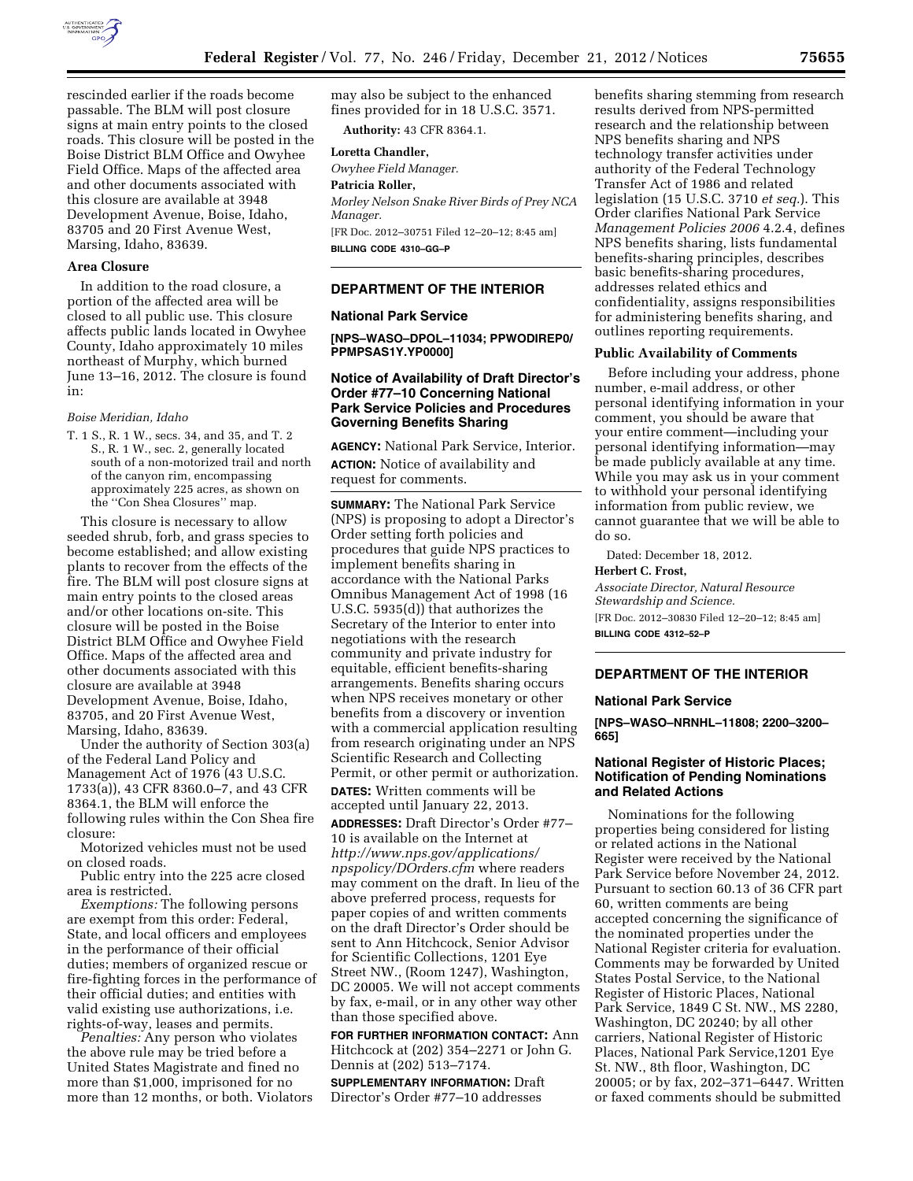rescinded earlier if the roads become passable. The BLM will post closure signs at main entry points to the closed roads. This closure will be posted in the Boise District BLM Office and Owyhee Field Office. Maps of the affected area and other documents associated with this closure are available at 3948 Development Avenue, Boise, Idaho, 83705 and 20 First Avenue West, Marsing, Idaho, 83639.

**Area Closure**

In addition to the road closure, a portion of the affected area will be closed to all public use. This closure affects public lands located in Owyhee County, Idaho approximately 10 miles northeast of Murphy, which burned June 13–16, 2012. The closure is found in:

*Boise Meridian, Idaho*

T. 1 S., R. 1 W., secs. 34, and 35, and T. 2 S., R. 1 W., sec. 2, generally located south of a non-motorized trail and north of the canyon rim, encompassing approximately 225 acres, as shown on the ''Con Shea Closures'' map.

This closure is necessary to allow seeded shrub, forb, and grass species to become established; and allow existing plants to recover from the effects of the fire. The BLM will post closure signs at main entry points to the closed areas and/or other locations on-site. This closure will be posted in the Boise District BLM Office and Owyhee Field Office. Maps of the affected area and other documents associated with this closure are available at 3948 Development Avenue, Boise, Idaho, 83705, and 20 First Avenue West, Marsing, Idaho, 83639.

Under the authority of Section 303(a) of the Federal Land Policy and Management Act of 1976 (43 U.S.C. 1733(a)), 43 CFR 8360.0–7, and 43 CFR 8364.1, the BLM will enforce the following rules within the Con Shea fire closure:

Motorized vehicles must not be used on closed roads.

Public entry into the 225 acre closed area is restricted.

*Exemptions:* The following persons are exempt from this order: Federal, State, and local officers and employees in the performance of their official duties; members of organized rescue or fire-fighting forces in the performance of their official duties; and entities with valid existing use authorizations, i.e. rights-of-way, leases and permits.

*Penalties:* Any person who violates the above rule may be tried before a United States Magistrate and fined no more than $1,000, imprisoned for no more than 12 months, or both. Violators may also be subject to the enhanced fines provided for in 18 U.S.C. 3571.

**Authority:** 43 CFR 8364.1.

**Loretta Chandler,**
*Owyhee Field Manager.*

**Patricia Roller,**
*Morley Nelson Snake River Birds of Prey NCA Manager.*

[FR Doc. 2012–30751 Filed 12–20–12; 8:45 am]

**BILLING CODE 4310–GG–P**

---

## DEPARTMENT OF THE INTERIOR

### National Park Service

**[NPS–WASO–DPOL–11034; PPWODIREP0/PPMPSAS1Y.YP0000]**

### Notice of Availability of Draft Director's Order #77–10 Concerning National Park Service Policies and Procedures Governing Benefits Sharing

**AGENCY:** National Park Service, Interior.

**ACTION:** Notice of availability and request for comments.

**SUMMARY:** The National Park Service (NPS) is proposing to adopt a Director's Order setting forth policies and procedures that guide NPS practices to implement benefits sharing in accordance with the National Parks Omnibus Management Act of 1998 (16 U.S.C. 5935(d)) that authorizes the Secretary of the Interior to enter into negotiations with the research community and private industry for equitable, efficient benefits-sharing arrangements. Benefits sharing occurs when NPS receives monetary or other benefits from a discovery or invention with a commercial application resulting from research originating under an NPS Scientific Research and Collecting Permit, or other permit or authorization.

**DATES:** Written comments will be accepted until January 22, 2013.

**ADDRESSES:** Draft Director's Order #77–10 is available on the Internet at *http://www.nps.gov/applications/npspolicy/DOrders.cfm* where readers may comment on the draft. In lieu of the above preferred process, requests for paper copies of and written comments on the draft Director's Order should be sent to Ann Hitchcock, Senior Advisor for Scientific Collections, 1201 Eye Street NW., (Room 1247), Washington, DC 20005. We will not accept comments by fax, e-mail, or in any other way other than those specified above.

**FOR FURTHER INFORMATION CONTACT:** Ann Hitchcock at (202) 354–2271 or John G. Dennis at (202) 513–7174.

**SUPPLEMENTARY INFORMATION:** Draft Director's Order #77–10 addresses benefits sharing stemming from research results derived from NPS-permitted research and the relationship between NPS benefits sharing and NPS technology transfer activities under authority of the Federal Technology Transfer Act of 1986 and related legislation (15 U.S.C. 3710 *et seq.*). This Order clarifies National Park Service *Management Policies 2006* 4.2.4, defines NPS benefits sharing, lists fundamental benefits-sharing principles, describes basic benefits-sharing procedures, addresses related ethics and confidentiality, assigns responsibilities for administering benefits sharing, and outlines reporting requirements.

**Public Availability of Comments**

Before including your address, phone number, e-mail address, or other personal identifying information in your comment, you should be aware that your entire comment—including your personal identifying information—may be made publicly available at any time. While you may ask us in your comment to withhold your personal identifying information from public review, we cannot guarantee that we will be able to do so.

Dated: December 18, 2012.

**Herbert C. Frost,**
*Associate Director, Natural Resource Stewardship and Science.*

[FR Doc. 2012–30830 Filed 12–20–12; 8:45 am]

**BILLING CODE 4312–52–P**

---

## DEPARTMENT OF THE INTERIOR

### National Park Service

**[NPS–WASO–NRNHL–11808; 2200–3200–665]**

### National Register of Historic Places; Notification of Pending Nominations and Related Actions

Nominations for the following properties being considered for listing or related actions in the National Register were received by the National Park Service before November 24, 2012. Pursuant to section 60.13 of 36 CFR part 60, written comments are being accepted concerning the significance of the nominated properties under the National Register criteria for evaluation. Comments may be forwarded by United States Postal Service, to the National Register of Historic Places, National Park Service, 1849 C St. NW., MS 2280, Washington, DC 20240; by all other carriers, National Register of Historic Places, National Park Service,1201 Eye St. NW., 8th floor, Washington, DC 20005; or by fax, 202–371–6447. Written or faxed comments should be submitted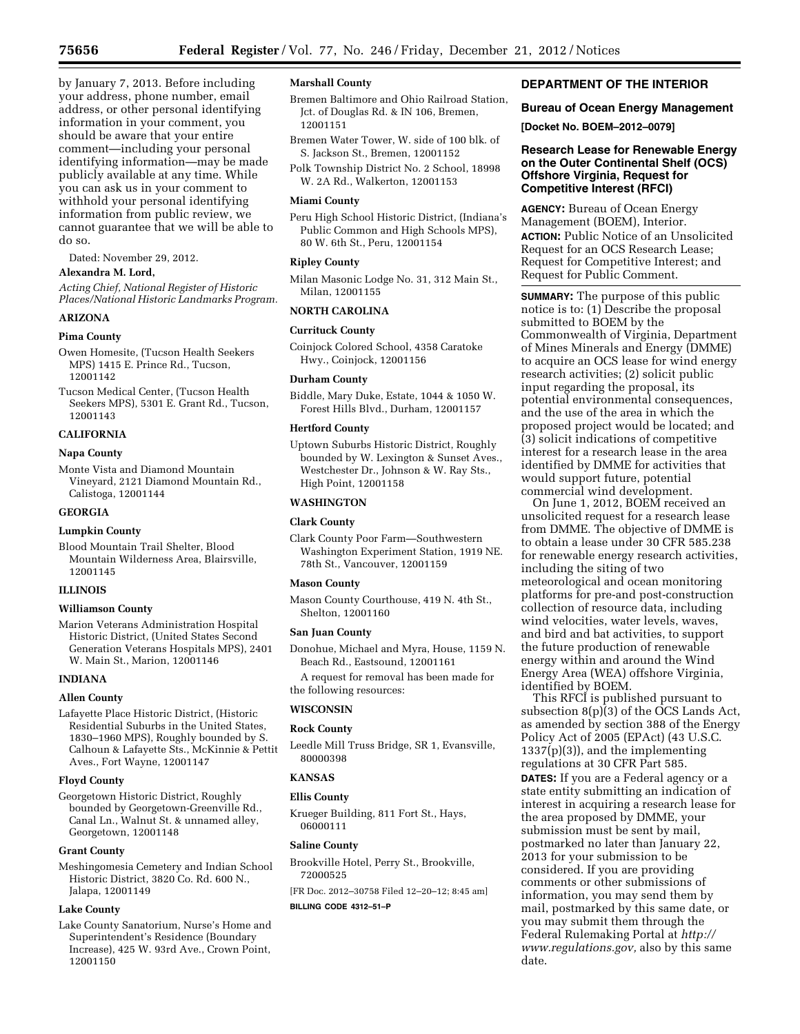by January 7, 2013. Before including your address, phone number, email address, or other personal identifying information in your comment, you should be aware that your entire comment—including your personal identifying information—may be made publicly available at any time. While you can ask us in your comment to withhold your personal identifying information from public review, we cannot guarantee that we will be able to do so.

Dated: November 29, 2012.

**Alexandra M. Lord,**

*Acting Chief, National Register of Historic Places/National Historic Landmarks Program.*

**ARIZONA**

**Pima County**

Owen Homesite, (Tucson Health Seekers MPS) 1415 E. Prince Rd., Tucson, 12001142

Tucson Medical Center, (Tucson Health Seekers MPS), 5301 E. Grant Rd., Tucson, 12001143

**CALIFORNIA**

**Napa County**

Monte Vista and Diamond Mountain Vineyard, 2121 Diamond Mountain Rd., Calistoga, 12001144

**GEORGIA**

**Lumpkin County**

Blood Mountain Trail Shelter, Blood Mountain Wilderness Area, Blairsville, 12001145

**ILLINOIS**

**Williamson County**

Marion Veterans Administration Hospital Historic District, (United States Second Generation Veterans Hospitals MPS), 2401 W. Main St., Marion, 12001146

**INDIANA**

**Allen County**

Lafayette Place Historic District, (Historic Residential Suburbs in the United States, 1830–1960 MPS), Roughly bounded by S. Calhoun & Lafayette Sts., McKinnie & Pettit Aves., Fort Wayne, 12001147

**Floyd County**

Georgetown Historic District, Roughly bounded by Georgetown-Greenville Rd., Canal Ln., Walnut St. & unnamed alley, Georgetown, 12001148

**Grant County**

Meshingomesia Cemetery and Indian School Historic District, 3820 Co. Rd. 600 N., Jalapa, 12001149

**Lake County**

Lake County Sanatorium, Nurse's Home and Superintendent's Residence (Boundary Increase), 425 W. 93rd Ave., Crown Point, 12001150

**Marshall County**

Bremen Baltimore and Ohio Railroad Station, Jct. of Douglas Rd. & IN 106, Bremen, 12001151

Bremen Water Tower, W. side of 100 blk. of S. Jackson St., Bremen, 12001152

Polk Township District No. 2 School, 18998 W. 2A Rd., Walkerton, 12001153

**Miami County**

Peru High School Historic District, (Indiana's Public Common and High Schools MPS), 80 W. 6th St., Peru, 12001154

**Ripley County**

Milan Masonic Lodge No. 31, 312 Main St., Milan, 12001155

**NORTH CAROLINA**

**Currituck County**

Coinjock Colored School, 4358 Caratoke Hwy., Coinjock, 12001156

**Durham County**

Biddle, Mary Duke, Estate, 1044 & 1050 W. Forest Hills Blvd., Durham, 12001157

**Hertford County**

Uptown Suburbs Historic District, Roughly bounded by W. Lexington & Sunset Aves., Westchester Dr., Johnson & W. Ray Sts., High Point, 12001158

**WASHINGTON**

**Clark County**

Clark County Poor Farm—Southwestern Washington Experiment Station, 1919 NE. 78th St., Vancouver, 12001159

**Mason County**

Mason County Courthouse, 419 N. 4th St., Shelton, 12001160

**San Juan County**

Donohue, Michael and Myra, House, 1159 N. Beach Rd., Eastsound, 12001161

A request for removal has been made for the following resources:

**WISCONSIN**

**Rock County**

Leedle Mill Truss Bridge, SR 1, Evansville, 80000398

**KANSAS**

**Ellis County**

Krueger Building, 811 Fort St., Hays, 06000111

**Saline County**

Brookville Hotel, Perry St., Brookville, 72000525

[FR Doc. 2012–30758 Filed 12–20–12; 8:45 am]

**BILLING CODE 4312–51–P**

## DEPARTMENT OF THE INTERIOR

### Bureau of Ocean Energy Management

**[Docket No. BOEM–2012–0079]**

### Research Lease for Renewable Energy on the Outer Continental Shelf (OCS) Offshore Virginia, Request for Competitive Interest (RFCI)

**AGENCY:** Bureau of Ocean Energy Management (BOEM), Interior.

**ACTION:** Public Notice of an Unsolicited Request for an OCS Research Lease; Request for Competitive Interest; and Request for Public Comment.

**SUMMARY:** The purpose of this public notice is to: (1) Describe the proposal submitted to BOEM by the Commonwealth of Virginia, Department of Mines Minerals and Energy (DMME) to acquire an OCS lease for wind energy research activities; (2) solicit public input regarding the proposal, its potential environmental consequences, and the use of the area in which the proposed project would be located; and (3) solicit indications of competitive interest for a research lease in the area identified by DMME for activities that would support future, potential commercial wind development.

On June 1, 2012, BOEM received an unsolicited request for a research lease from DMME. The objective of DMME is to obtain a lease under 30 CFR 585.238 for renewable energy research activities, including the siting of two meteorological and ocean monitoring platforms for pre-and post-construction collection of resource data, including wind velocities, water levels, waves, and bird and bat activities, to support the future production of renewable energy within and around the Wind Energy Area (WEA) offshore Virginia, identified by BOEM.

This RFCI is published pursuant to subsection 8(p)(3) of the OCS Lands Act, as amended by section 388 of the Energy Policy Act of 2005 (EPAct) (43 U.S.C. 1337(p)(3)), and the implementing regulations at 30 CFR Part 585.

**DATES:** If you are a Federal agency or a state entity submitting an indication of interest in acquiring a research lease for the area proposed by DMME, your submission must be sent by mail, postmarked no later than January 22, 2013 for your submission to be considered. If you are providing comments or other submissions of information, you may send them by mail, postmarked by this same date, or you may submit them through the Federal Rulemaking Portal at *http://www.regulations.gov,* also by this same date.